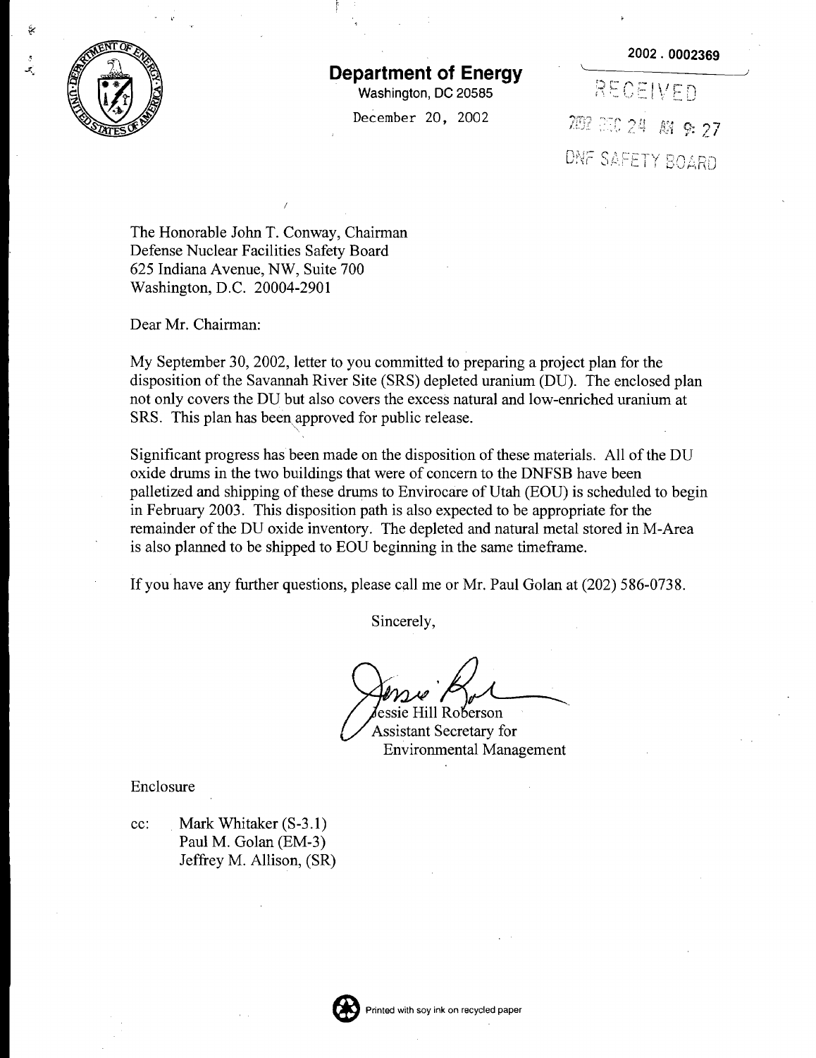# Department of Energy

Washington, DC 20585

December 20, 2002

2002 . 0002369

RECEIVED

2002 DEC 24 AM 9: 27

DNF SAFETY BOARD

The Honorable John T. Conway, Chairman
Defense Nuclear Facilities Safety Board
625 Indiana Avenue, NW, Suite 700
Washington, D.C. 20004-2901

Dear Mr. Chairman:

My September 30, 2002, letter to you committed to preparing a project plan for the disposition of the Savannah River Site (SRS) depleted uranium (DU). The enclosed plan not only covers the DU but also covers the excess natural and low-enriched uranium at SRS. This plan has been approved for public release.

Significant progress has been made on the disposition of these materials. All of the DU oxide drums in the two buildings that were of concern to the DNFSB have been palletized and shipping of these drums to Envirocare of Utah (EOU) is scheduled to begin in February 2003. This disposition path is also expected to be appropriate for the remainder of the DU oxide inventory. The depleted and natural metal stored in M-Area is also planned to be shipped to EOU beginning in the same timeframe.

If you have any further questions, please call me or Mr. Paul Golan at (202) 586-0738.

Sincerely,

Jessie Hill Roberson
Assistant Secretary for
Environmental Management

Enclosure

cc: Mark Whitaker (S-3.1)
Paul M. Golan (EM-3)
Jeffrey M. Allison, (SR)

Printed with soy ink on recycled paper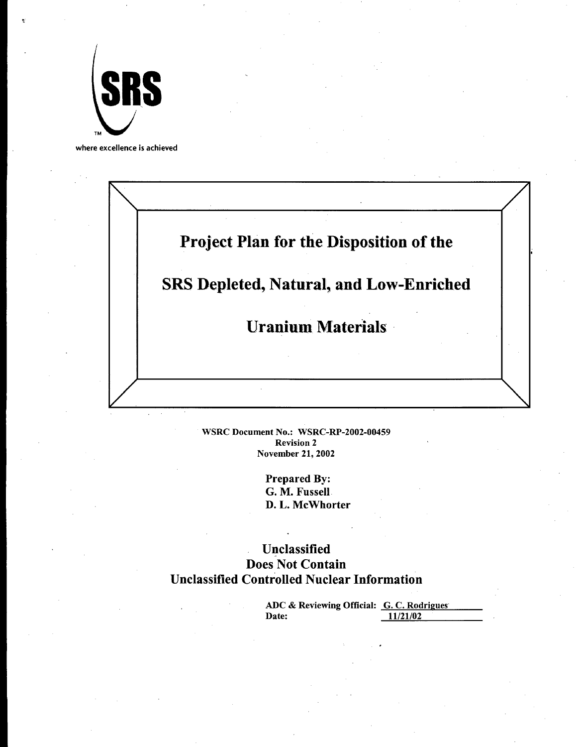SRS

where excellence is achieved

# Project Plan for the Disposition of the SRS Depleted, Natural, and Low-Enriched Uranium Materials

WSRC Document No.: WSRC-RP-2002-00459
Revision 2
November 21, 2002

Prepared By:
G. M. Fussell
D. L. McWhorter

**Unclassified**
**Does Not Contain**
**Unclassified Controlled Nuclear Information**

ADC & Reviewing Official: G. C. Rodrigues
Date: 11/21/02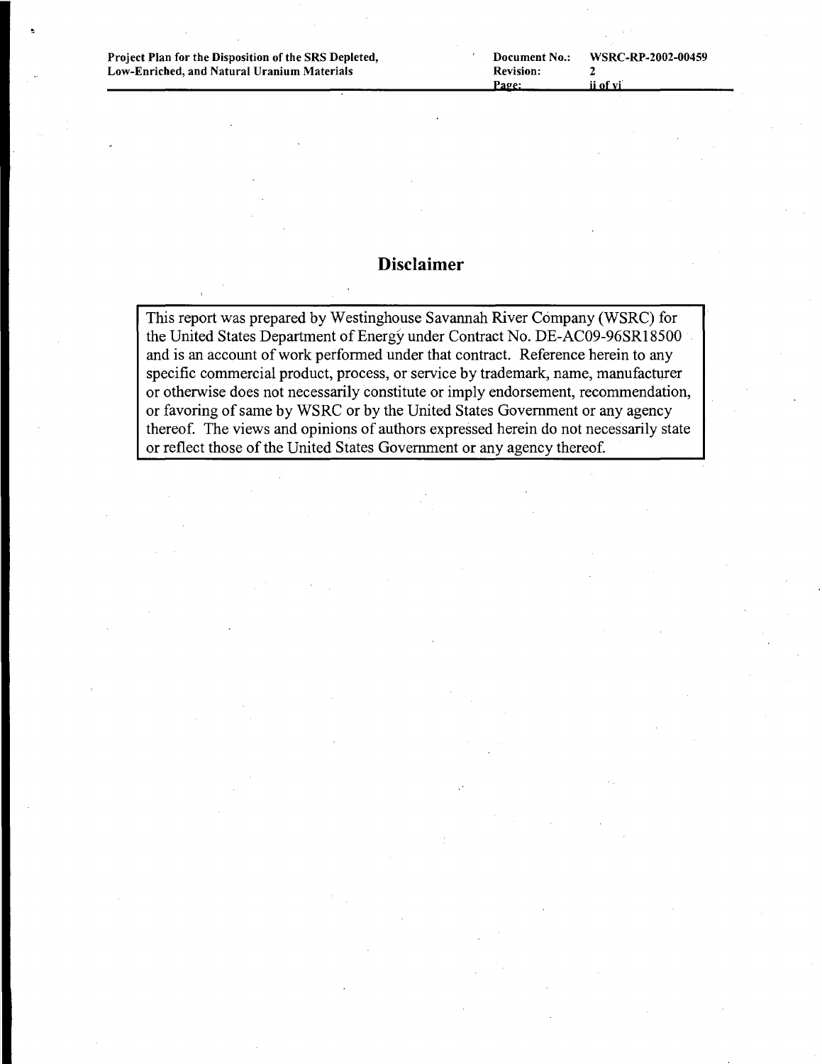# Disclaimer

This report was prepared by Westinghouse Savannah River Company (WSRC) for the United States Department of Energy under Contract No. DE-AC09-96SR18500 and is an account of work performed under that contract. Reference herein to any specific commercial product, process, or service by trademark, name, manufacturer or otherwise does not necessarily constitute or imply endorsement, recommendation, or favoring of same by WSRC or by the United States Government or any agency thereof. The views and opinions of authors expressed herein do not necessarily state or reflect those of the United States Government or any agency thereof.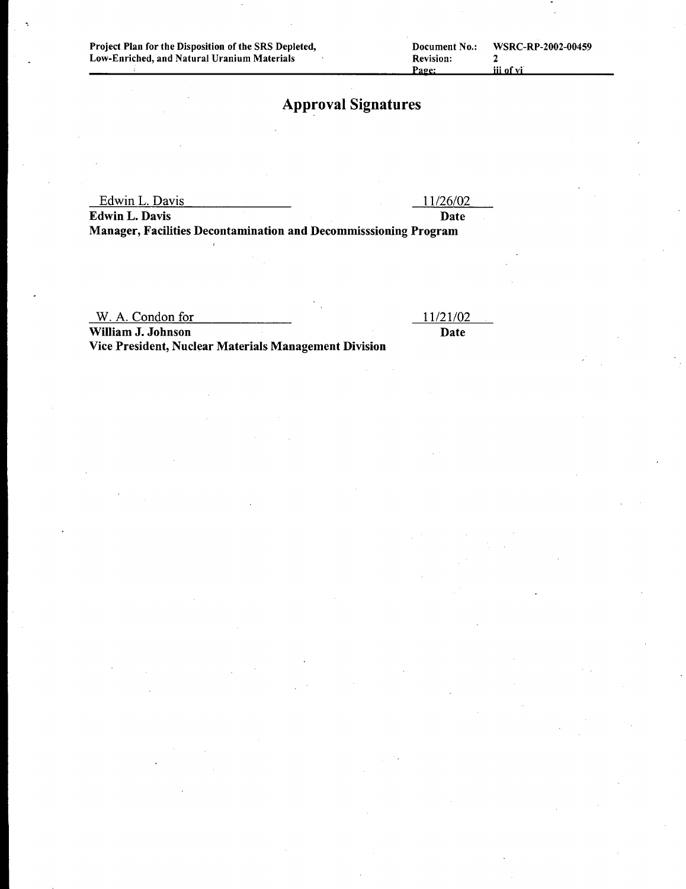# Approval Signatures

Edwin L. Davis 11/26/02

**Edwin L. Davis** **Date**

**Manager, Facilities Decontamination and Decommisssioning Program**

W. A. Condon for 11/21/02

**William J. Johnson** **Date**

**Vice President, Nuclear Materials Management Division**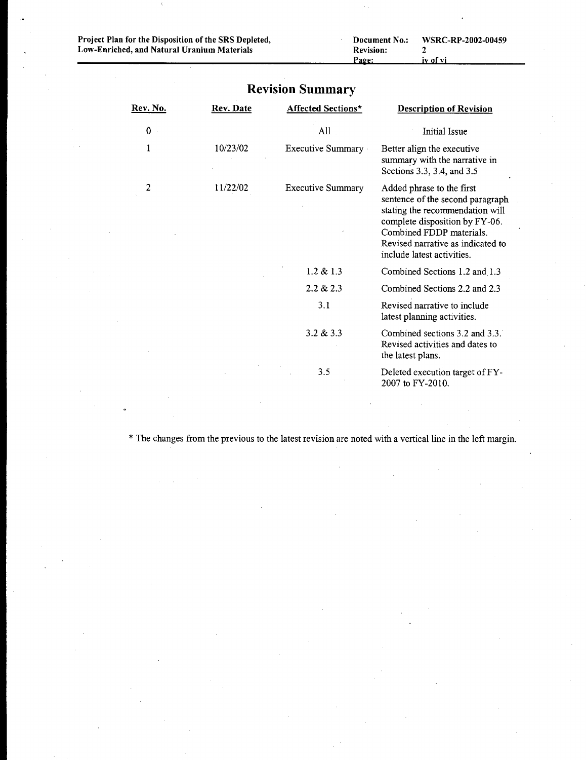# Revision Summary

| Rev. No. | Rev. Date | Affected Sections* | Description of Revision |
|---|---|---|---|
| 0 | | All | Initial Issue |
| 1 | 10/23/02 | Executive Summary | Better align the executive summary with the narrative in Sections 3.3, 3.4, and 3.5 |
| 2 | 11/22/02 | Executive Summary | Added phrase to the first sentence of the second paragraph stating the recommendation will complete disposition by FY-06. Combined FDDP materials. Revised narrative as indicated to include latest activities. |
| | | 1.2 & 1.3 | Combined Sections 1.2 and 1.3 |
| | | 2.2 & 2.3 | Combined Sections 2.2 and 2.3 |
| | | 3.1 | Revised narrative to include latest planning activities. |
| | | 3.2 & 3.3 | Combined sections 3.2 and 3.3. Revised activities and dates to the latest plans. |
| | | 3.5 | Deleted execution target of FY-2007 to FY-2010. |

* The changes from the previous to the latest revision are noted with a vertical line in the left margin.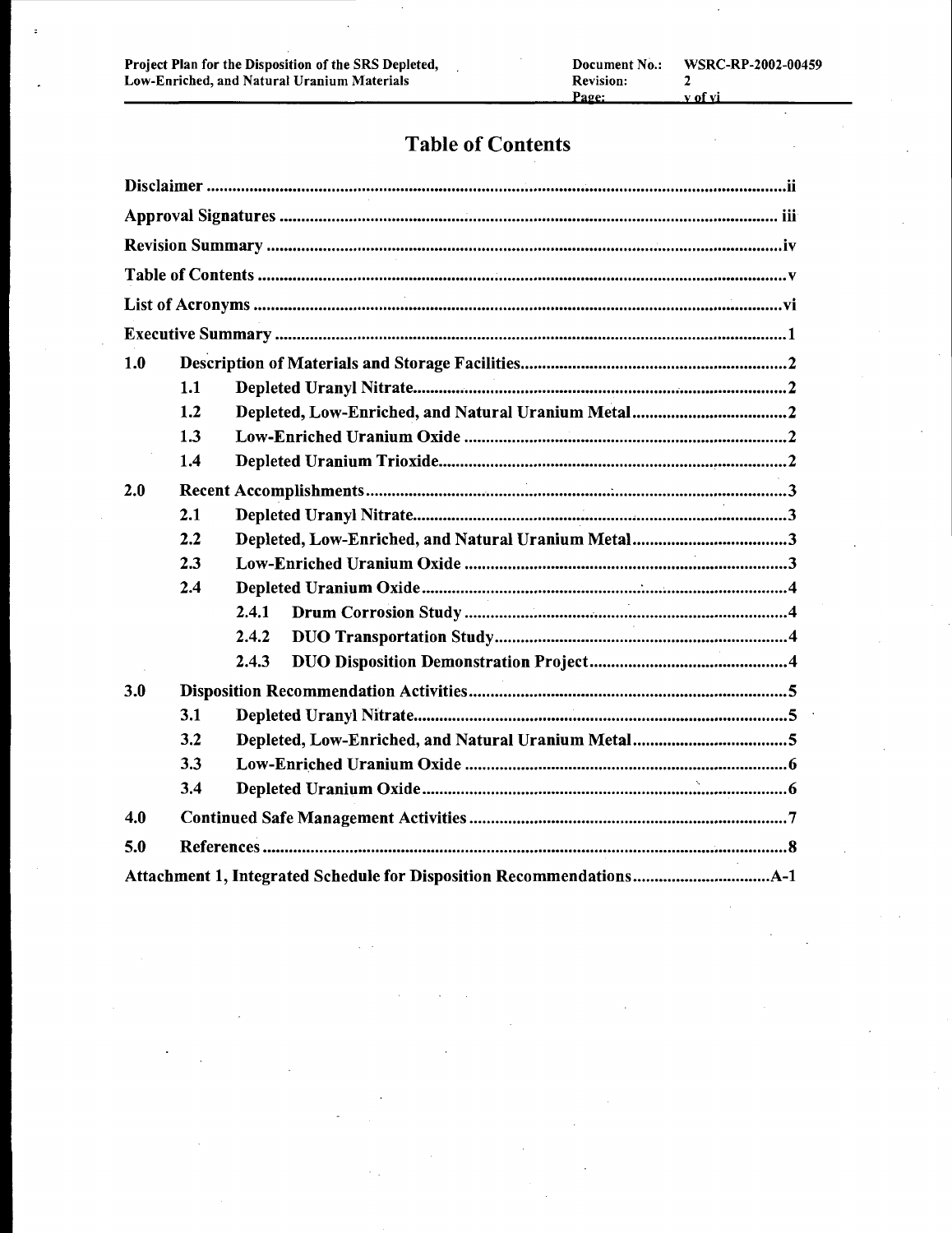# Table of Contents

| | | |
|---|---|---|
| Disclaimer | | ii |
| Approval Signatures | | iii |
| Revision Summary | | iv |
| Table of Contents | | v |
| List of Acronyms | | vi |
| Executive Summary | | 1 |
| 1.0 | Description of Materials and Storage Facilities | 2 |
| 1.1 | Depleted Uranyl Nitrate | 2 |
| 1.2 | Depleted, Low-Enriched, and Natural Uranium Metal | 2 |
| 1.3 | Low-Enriched Uranium Oxide | 2 |
| 1.4 | Depleted Uranium Trioxide | 2 |
| 2.0 | Recent Accomplishments | 3 |
| 2.1 | Depleted Uranyl Nitrate | 3 |
| 2.2 | Depleted, Low-Enriched, and Natural Uranium Metal | 3 |
| 2.3 | Low-Enriched Uranium Oxide | 3 |
| 2.4 | Depleted Uranium Oxide | 4 |
| 2.4.1 | Drum Corrosion Study | 4 |
| 2.4.2 | DUO Transportation Study | 4 |
| 2.4.3 | DUO Disposition Demonstration Project | 4 |
| 3.0 | Disposition Recommendation Activities | 5 |
| 3.1 | Depleted Uranyl Nitrate | 5 |
| 3.2 | Depleted, Low-Enriched, and Natural Uranium Metal | 5 |
| 3.3 | Low-Enriched Uranium Oxide | 6 |
| 3.4 | Depleted Uranium Oxide | 6 |
| 4.0 | Continued Safe Management Activities | 7 |
| 5.0 | References | 8 |
| Attachment 1, Integrated Schedule for Disposition Recommendations | | A-1 |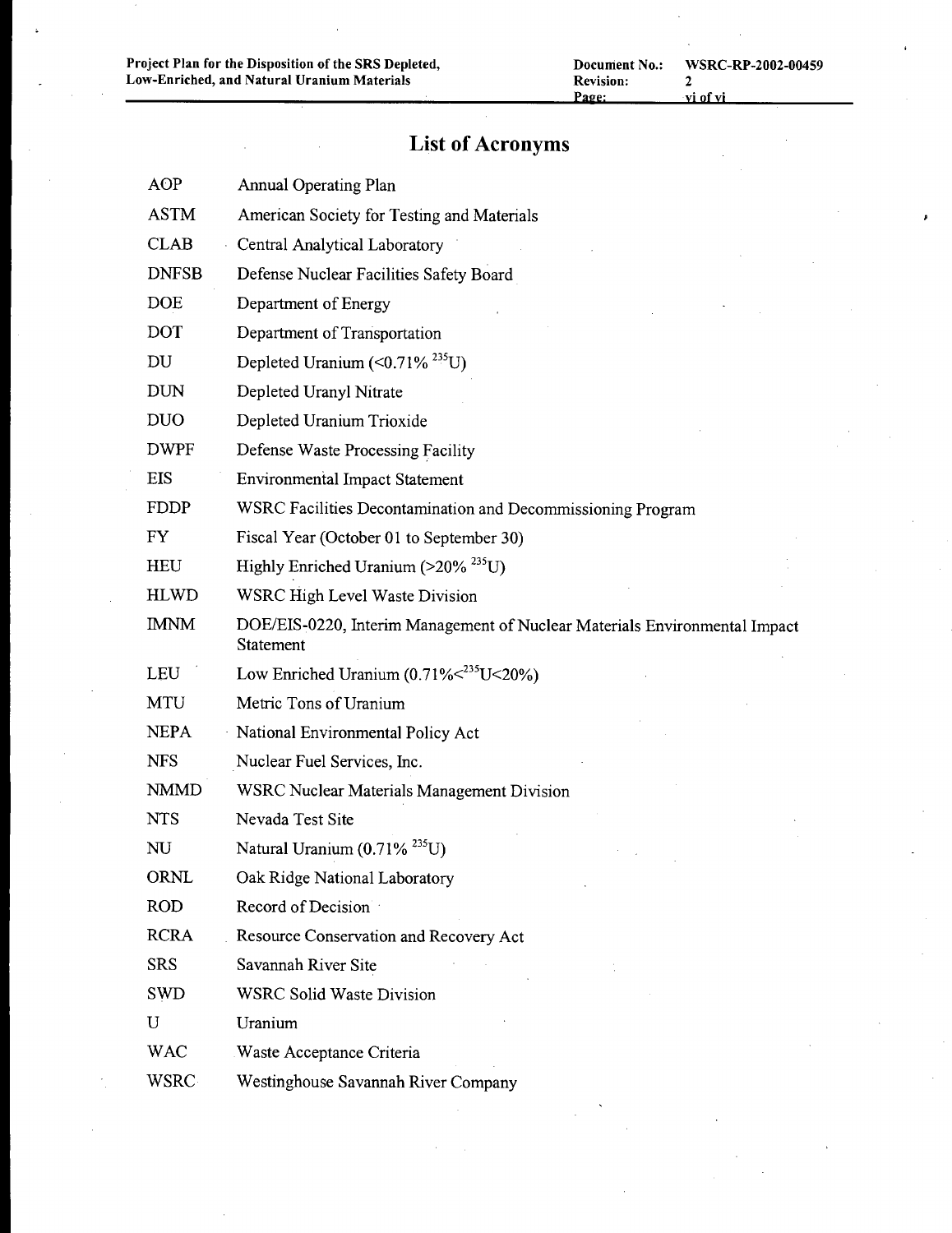# List of Acronyms

| | |
|---|---|
| AOP | Annual Operating Plan |
| ASTM | American Society for Testing and Materials |
| CLAB | Central Analytical Laboratory |
| DNFSB | Defense Nuclear Facilities Safety Board |
| DOE | Department of Energy |
| DOT | Department of Transportation |
| DU | Depleted Uranium (<0.71% $^{235}U$) |
| DUN | Depleted Uranyl Nitrate |
| DUO | Depleted Uranium Trioxide |
| DWPF | Defense Waste Processing Facility |
| EIS | Environmental Impact Statement |
| FDDP | WSRC Facilities Decontamination and Decommissioning Program |
| FY | Fiscal Year (October 01 to September 30) |
| HEU | Highly Enriched Uranium (>20% $^{235}U$) |
| HLWD | WSRC High Level Waste Division |
| IMNM | DOE/EIS-0220, Interim Management of Nuclear Materials Environmental Impact Statement |
| LEU | Low Enriched Uranium (0.71%<$^{235}U$<20%) |
| MTU | Metric Tons of Uranium |
| NEPA | National Environmental Policy Act |
| NFS | Nuclear Fuel Services, Inc. |
| NMMD | WSRC Nuclear Materials Management Division |
| NTS | Nevada Test Site |
| NU | Natural Uranium (0.71% $^{235}U$) |
| ORNL | Oak Ridge National Laboratory |
| ROD | Record of Decision |
| RCRA | Resource Conservation and Recovery Act |
| SRS | Savannah River Site |
| SWD | WSRC Solid Waste Division |
| U | Uranium |
| WAC | Waste Acceptance Criteria |
| WSRC | Westinghouse Savannah River Company |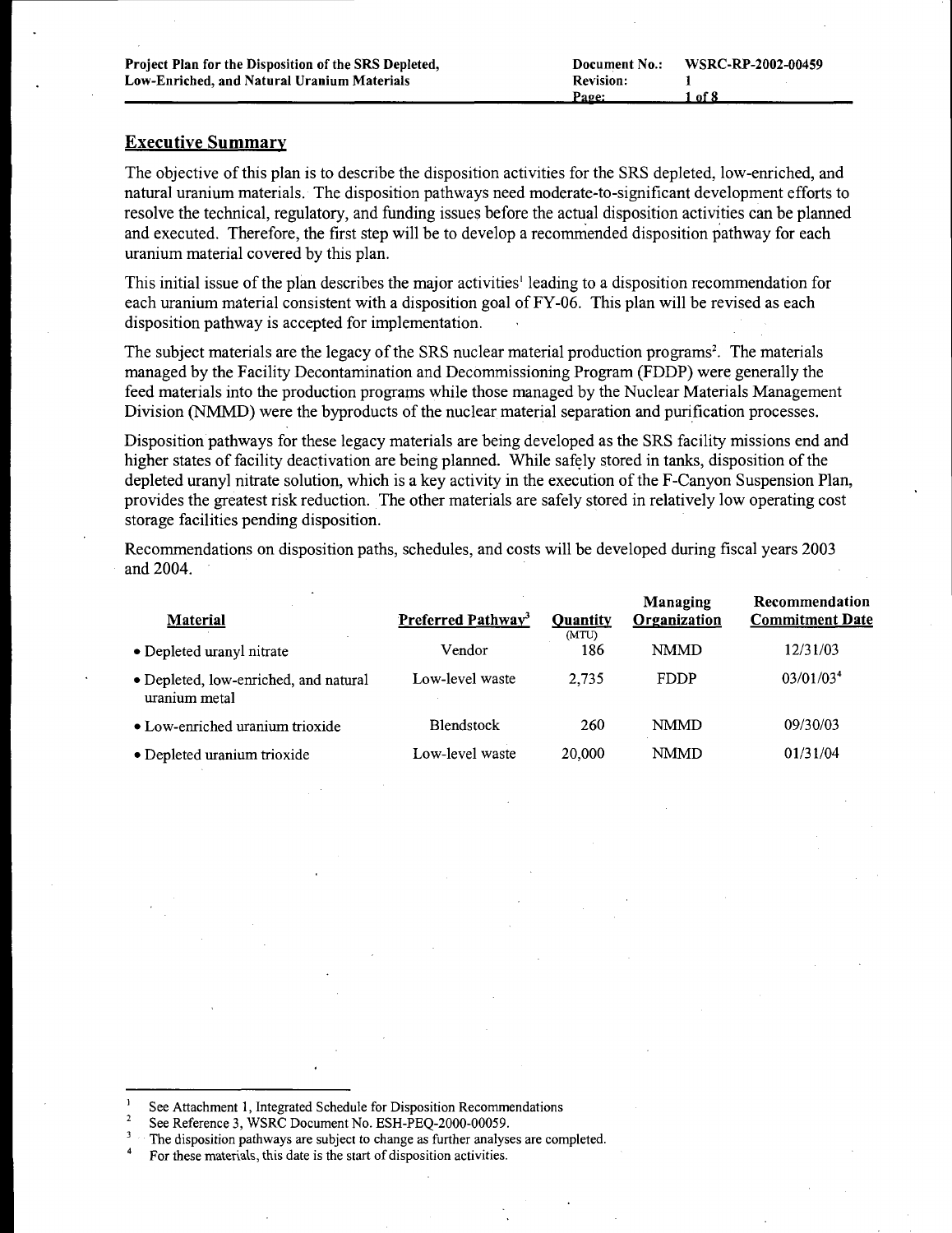## Executive Summary

The objective of this plan is to describe the disposition activities for the SRS depleted, low-enriched, and natural uranium materials. The disposition pathways need moderate-to-significant development efforts to resolve the technical, regulatory, and funding issues before the actual disposition activities can be planned and executed. Therefore, the first step will be to develop a recommended disposition pathway for each uranium material covered by this plan.

This initial issue of the plan describes the major activities[1] leading to a disposition recommendation for each uranium material consistent with a disposition goal of FY-06. This plan will be revised as each disposition pathway is accepted for implementation.

The subject materials are the legacy of the SRS nuclear material production programs[2]. The materials managed by the Facility Decontamination and Decommissioning Program (FDDP) were generally the feed materials into the production programs while those managed by the Nuclear Materials Management Division (NMMD) were the byproducts of the nuclear material separation and purification processes.

Disposition pathways for these legacy materials are being developed as the SRS facility missions end and higher states of facility deactivation are being planned. While safely stored in tanks, disposition of the depleted uranyl nitrate solution, which is a key activity in the execution of the F-Canyon Suspension Plan, provides the greatest risk reduction. The other materials are safely stored in relatively low operating cost storage facilities pending disposition.

Recommendations on disposition paths, schedules, and costs will be developed during fiscal years 2003 and 2004.

| Material | Preferred Pathway[3] | Quantity (MTU) | Managing Organization | Recommendation Commitment Date |
|---|---|---|---|---|
| • Depleted uranyl nitrate | Vendor | 186 | NMMD | 12/31/03 |
| • Depleted, low-enriched, and natural uranium metal | Low-level waste | 2,735 | FDDP | 03/01/03[4] |
| • Low-enriched uranium trioxide | Blendstock | 260 | NMMD | 09/30/03 |
| • Depleted uranium trioxide | Low-level waste | 20,000 | NMMD | 01/31/04 |

---

1 See Attachment 1, Integrated Schedule for Disposition Recommendations

2 See Reference 3, WSRC Document No. ESH-PEQ-2000-00059.

3 The disposition pathways are subject to change as further analyses are completed.

4 For these materials, this date is the start of disposition activities.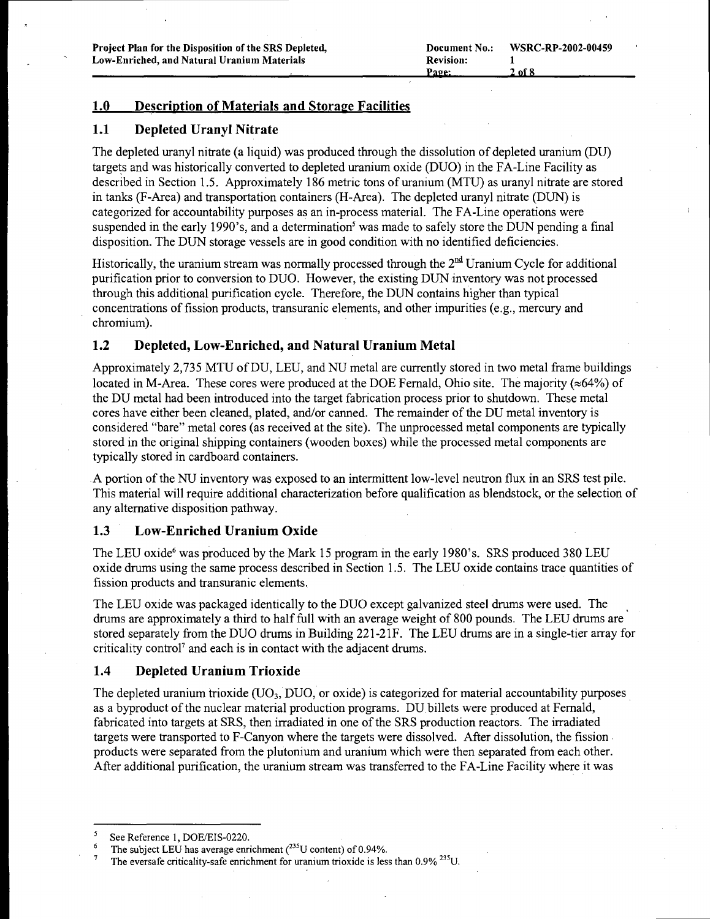## 1.0 Description of Materials and Storage Facilities

### 1.1 Depleted Uranyl Nitrate

The depleted uranyl nitrate (a liquid) was produced through the dissolution of depleted uranium (DU) targets and was historically converted to depleted uranium oxide (DUO) in the FA-Line Facility as described in Section 1.5. Approximately 186 metric tons of uranium (MTU) as uranyl nitrate are stored in tanks (F-Area) and transportation containers (H-Area). The depleted uranyl nitrate (DUN) is categorized for accountability purposes as an in-process material. The FA-Line operations were suspended in the early 1990's, and a determination[5] was made to safely store the DUN pending a final disposition. The DUN storage vessels are in good condition with no identified deficiencies.

Historically, the uranium stream was normally processed through the 2nd Uranium Cycle for additional purification prior to conversion to DUO. However, the existing DUN inventory was not processed through this additional purification cycle. Therefore, the DUN contains higher than typical concentrations of fission products, transuranic elements, and other impurities (e.g., mercury and chromium).

### 1.2 Depleted, Low-Enriched, and Natural Uranium Metal

Approximately 2,735 MTU of DU, LEU, and NU metal are currently stored in two metal frame buildings located in M-Area. These cores were produced at the DOE Fernald, Ohio site. The majority (≈64%) of the DU metal had been introduced into the target fabrication process prior to shutdown. These metal cores have either been cleaned, plated, and/or canned. The remainder of the DU metal inventory is considered "bare" metal cores (as received at the site). The unprocessed metal components are typically stored in the original shipping containers (wooden boxes) while the processed metal components are typically stored in cardboard containers.

A portion of the NU inventory was exposed to an intermittent low-level neutron flux in an SRS test pile. This material will require additional characterization before qualification as blendstock, or the selection of any alternative disposition pathway.

### 1.3 Low-Enriched Uranium Oxide

The LEU oxide[6] was produced by the Mark 15 program in the early 1980's. SRS produced 380 LEU oxide drums using the same process described in Section 1.5. The LEU oxide contains trace quantities of fission products and transuranic elements.

The LEU oxide was packaged identically to the DUO except galvanized steel drums were used. The drums are approximately a third to half full with an average weight of 800 pounds. The LEU drums are stored separately from the DUO drums in Building 221-21F. The LEU drums are in a single-tier array for criticality control[7] and each is in contact with the adjacent drums.

### 1.4 Depleted Uranium Trioxide

The depleted uranium trioxide ($UO_3$, DUO, or oxide) is categorized for material accountability purposes as a byproduct of the nuclear material production programs. DU billets were produced at Fernald, fabricated into targets at SRS, then irradiated in one of the SRS production reactors. The irradiated targets were transported to F-Canyon where the targets were dissolved. After dissolution, the fission products were separated from the plutonium and uranium which were then separated from each other. After additional purification, the uranium stream was transferred to the FA-Line Facility where it was

---

[5] See Reference 1, DOE/EIS-0220.

[6] The subject LEU has average enrichment ($^{235}U$ content) of 0.94%.

[7] The eversafe criticality-safe enrichment for uranium trioxide is less than 0.9% $^{235}U$.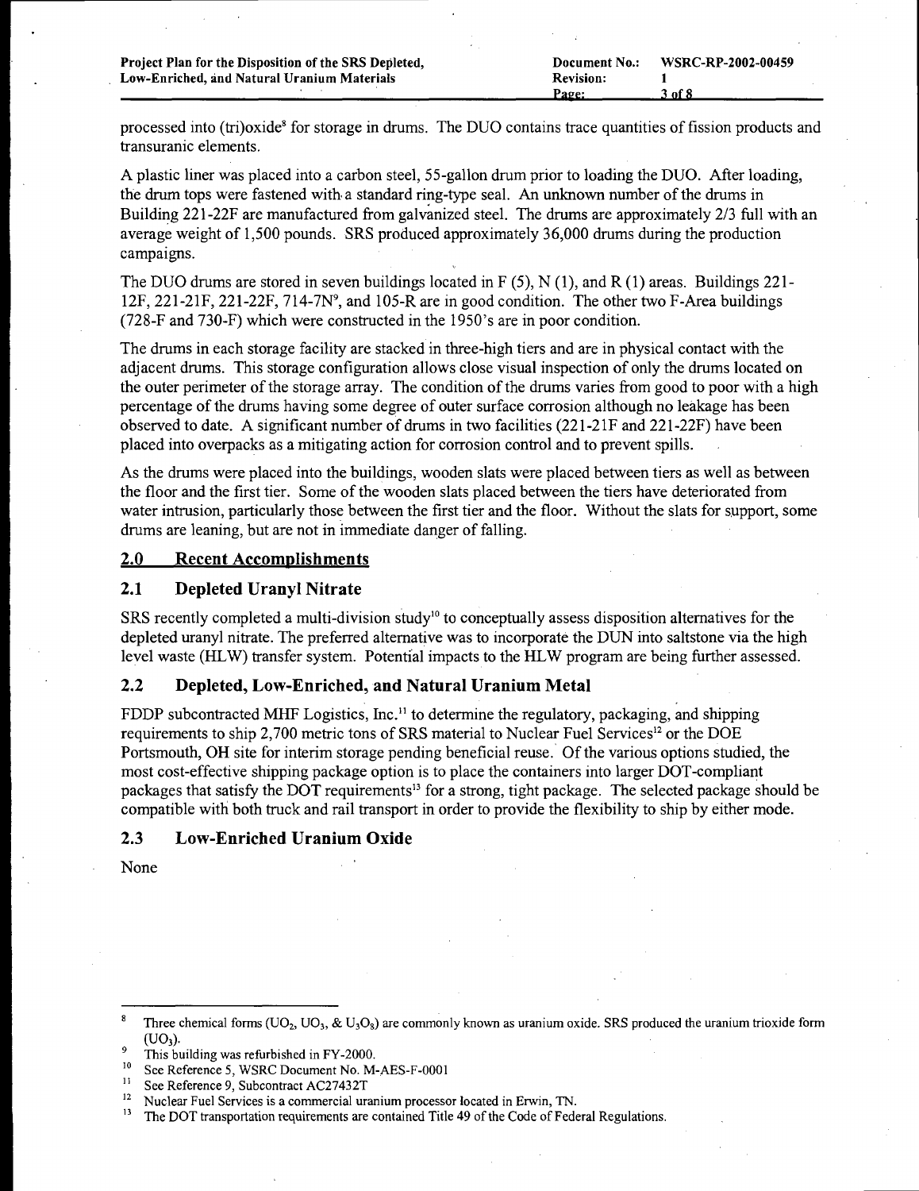processed into (tri)oxide[8] for storage in drums. The DUO contains trace quantities of fission products and transuranic elements.

A plastic liner was placed into a carbon steel, 55-gallon drum prior to loading the DUO. After loading, the drum tops were fastened with a standard ring-type seal. An unknown number of the drums in Building 221-22F are manufactured from galvanized steel. The drums are approximately 2/3 full with an average weight of 1,500 pounds. SRS produced approximately 36,000 drums during the production campaigns.

The DUO drums are stored in seven buildings located in F (5), N (1), and R (1) areas. Buildings 221-12F, 221-21F, 221-22F, 714-7N[9], and 105-R are in good condition. The other two F-Area buildings (728-F and 730-F) which were constructed in the 1950's are in poor condition.

The drums in each storage facility are stacked in three-high tiers and are in physical contact with the adjacent drums. This storage configuration allows close visual inspection of only the drums located on the outer perimeter of the storage array. The condition of the drums varies from good to poor with a high percentage of the drums having some degree of outer surface corrosion although no leakage has been observed to date. A significant number of drums in two facilities (221-21F and 221-22F) have been placed into overpacks as a mitigating action for corrosion control and to prevent spills.

As the drums were placed into the buildings, wooden slats were placed between tiers as well as between the floor and the first tier. Some of the wooden slats placed between the tiers have deteriorated from water intrusion, particularly those between the first tier and the floor. Without the slats for support, some drums are leaning, but are not in immediate danger of falling.

## 2.0 Recent Accomplishments

### 2.1 Depleted Uranyl Nitrate

SRS recently completed a multi-division study[10] to conceptually assess disposition alternatives for the depleted uranyl nitrate. The preferred alternative was to incorporate the DUN into saltstone via the high level waste (HLW) transfer system. Potential impacts to the HLW program are being further assessed.

### 2.2 Depleted, Low-Enriched, and Natural Uranium Metal

FDDP subcontracted MHF Logistics, Inc.[11] to determine the regulatory, packaging, and shipping requirements to ship 2,700 metric tons of SRS material to Nuclear Fuel Services[12] or the DOE Portsmouth, OH site for interim storage pending beneficial reuse. Of the various options studied, the most cost-effective shipping package option is to place the containers into larger DOT-compliant packages that satisfy the DOT requirements[13] for a strong, tight package. The selected package should be compatible with both truck and rail transport in order to provide the flexibility to ship by either mode.

### 2.3 Low-Enriched Uranium Oxide

None

---

[8] Three chemical forms ($UO_2$, $UO_3$, & $U_3O_8$) are commonly known as uranium oxide. SRS produced the uranium trioxide form ($UO_3$).

[9] This building was refurbished in FY-2000.

[10] See Reference 5, WSRC Document No. M-AES-F-0001

[11] See Reference 9, Subcontract AC27432T

[12] Nuclear Fuel Services is a commercial uranium processor located in Erwin, TN.

[13] The DOT transportation requirements are contained Title 49 of the Code of Federal Regulations.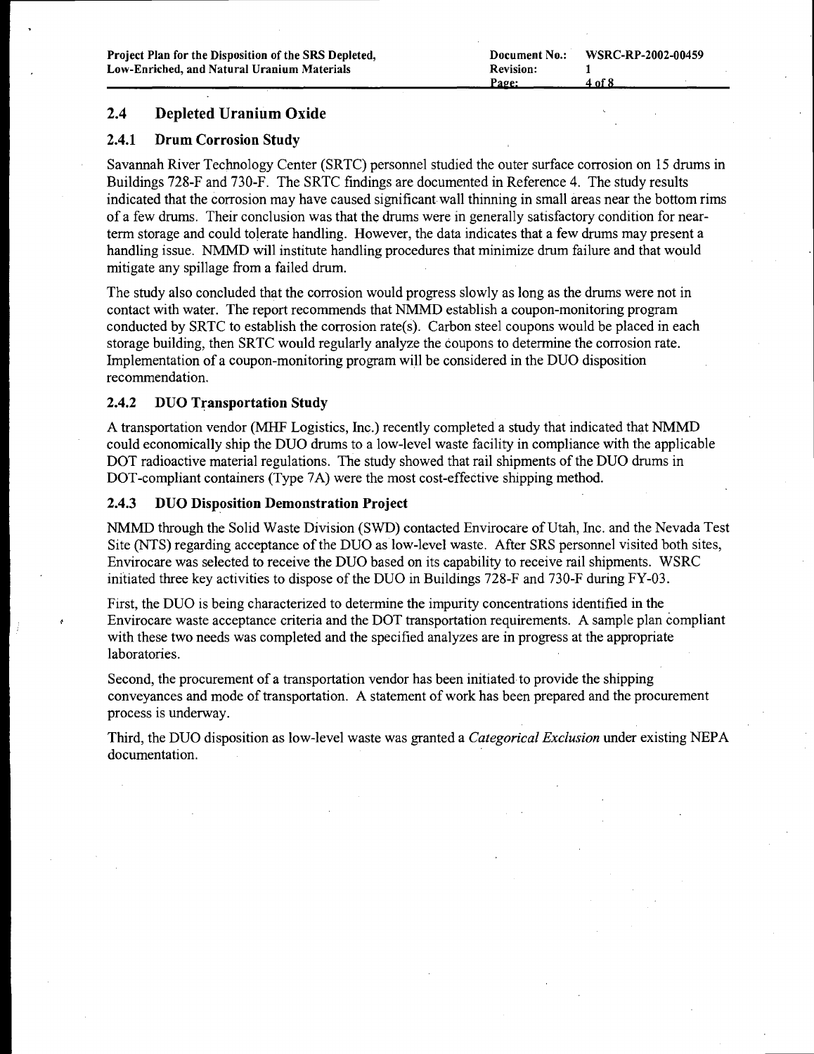## 2.4 Depleted Uranium Oxide

### 2.4.1 Drum Corrosion Study

Savannah River Technology Center (SRTC) personnel studied the outer surface corrosion on 15 drums in Buildings 728-F and 730-F. The SRTC findings are documented in Reference 4. The study results indicated that the corrosion may have caused significant wall thinning in small areas near the bottom rims of a few drums. Their conclusion was that the drums were in generally satisfactory condition for near-term storage and could tolerate handling. However, the data indicates that a few drums may present a handling issue. NMMD will institute handling procedures that minimize drum failure and that would mitigate any spillage from a failed drum.

The study also concluded that the corrosion would progress slowly as long as the drums were not in contact with water. The report recommends that NMMD establish a coupon-monitoring program conducted by SRTC to establish the corrosion rate(s). Carbon steel coupons would be placed in each storage building, then SRTC would regularly analyze the coupons to determine the corrosion rate. Implementation of a coupon-monitoring program will be considered in the DUO disposition recommendation.

### 2.4.2 DUO Transportation Study

A transportation vendor (MHF Logistics, Inc.) recently completed a study that indicated that NMMD could economically ship the DUO drums to a low-level waste facility in compliance with the applicable DOT radioactive material regulations. The study showed that rail shipments of the DUO drums in DOT-compliant containers (Type 7A) were the most cost-effective shipping method.

### 2.4.3 DUO Disposition Demonstration Project

NMMD through the Solid Waste Division (SWD) contacted Envirocare of Utah, Inc. and the Nevada Test Site (NTS) regarding acceptance of the DUO as low-level waste. After SRS personnel visited both sites, Envirocare was selected to receive the DUO based on its capability to receive rail shipments. WSRC initiated three key activities to dispose of the DUO in Buildings 728-F and 730-F during FY-03.

First, the DUO is being characterized to determine the impurity concentrations identified in the Envirocare waste acceptance criteria and the DOT transportation requirements. A sample plan compliant with these two needs was completed and the specified analyzes are in progress at the appropriate laboratories.

Second, the procurement of a transportation vendor has been initiated to provide the shipping conveyances and mode of transportation. A statement of work has been prepared and the procurement process is underway.

Third, the DUO disposition as low-level waste was granted a *Categorical Exclusion* under existing NEPA documentation.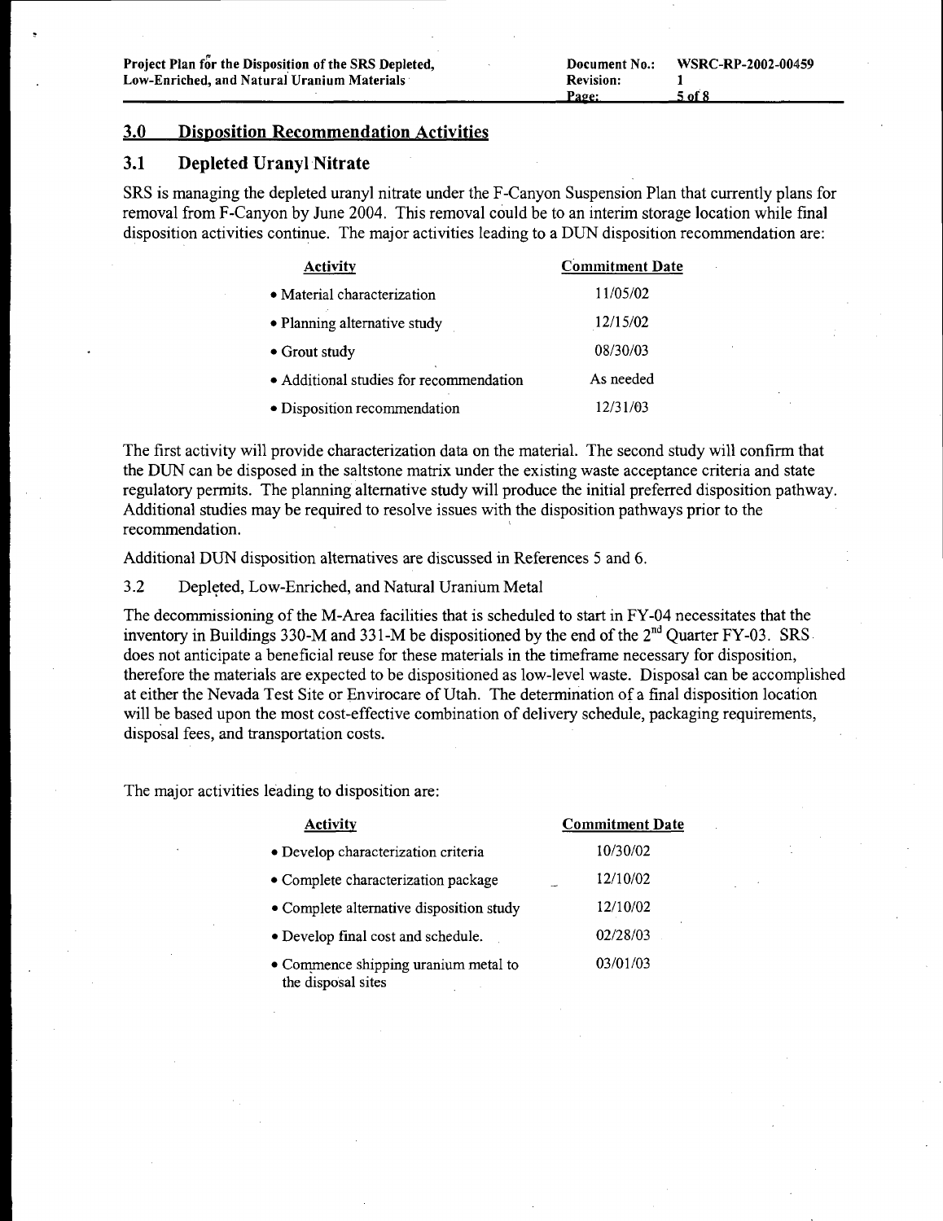## 3.0 Disposition Recommendation Activities

### 3.1 Depleted Uranyl Nitrate

SRS is managing the depleted uranyl nitrate under the F-Canyon Suspension Plan that currently plans for removal from F-Canyon by June 2004. This removal could be to an interim storage location while final disposition activities continue. The major activities leading to a DUN disposition recommendation are:

| Activity | Commitment Date |
|---|---|
| • Material characterization | 11/05/02 |
| • Planning alternative study | 12/15/02 |
| • Grout study | 08/30/03 |
| • Additional studies for recommendation | As needed |
| • Disposition recommendation | 12/31/03 |

The first activity will provide characterization data on the material. The second study will confirm that the DUN can be disposed in the saltstone matrix under the existing waste acceptance criteria and state regulatory permits. The planning alternative study will produce the initial preferred disposition pathway. Additional studies may be required to resolve issues with the disposition pathways prior to the recommendation.

Additional DUN disposition alternatives are discussed in References 5 and 6.

### 3.2 Depleted, Low-Enriched, and Natural Uranium Metal

The decommissioning of the M-Area facilities that is scheduled to start in FY-04 necessitates that the inventory in Buildings 330-M and 331-M be dispositioned by the end of the 2nd Quarter FY-03. SRS does not anticipate a beneficial reuse for these materials in the timeframe necessary for disposition, therefore the materials are expected to be dispositioned as low-level waste. Disposal can be accomplished at either the Nevada Test Site or Envirocare of Utah. The determination of a final disposition location will be based upon the most cost-effective combination of delivery schedule, packaging requirements, disposal fees, and transportation costs.

The major activities leading to disposition are:

| Activity | Commitment Date |
|---|---|
| • Develop characterization criteria | 10/30/02 |
| • Complete characterization package | 12/10/02 |
| • Complete alternative disposition study | 12/10/02 |
| • Develop final cost and schedule. | 02/28/03 |
| • Commence shipping uranium metal to the disposal sites | 03/01/03 |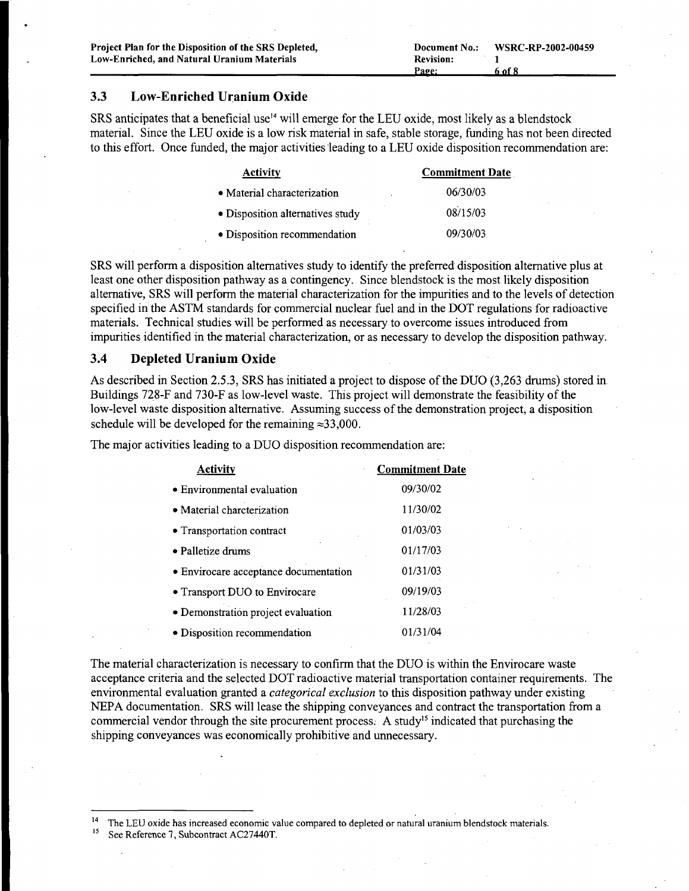### 3.3 Low-Enriched Uranium Oxide

SRS anticipates that a beneficial use[14] will emerge for the LEU oxide, most likely as a blendstock material. Since the LEU oxide is a low risk material in safe, stable storage, funding has not been directed to this effort. Once funded, the major activities leading to a LEU oxide disposition recommendation are:

| Activity | Commitment Date |
|---|---|
| • Material characterization | 06/30/03 |
| • Disposition alternatives study | 08/15/03 |
| • Disposition recommendation | 09/30/03 |

SRS will perform a disposition alternatives study to identify the preferred disposition alternative plus at least one other disposition pathway as a contingency. Since blendstock is the most likely disposition alternative, SRS will perform the material characterization for the impurities and to the levels of detection specified in the ASTM standards for commercial nuclear fuel and in the DOT regulations for radioactive materials. Technical studies will be performed as necessary to overcome issues introduced from impurities identified in the material characterization, or as necessary to develop the disposition pathway.

### 3.4 Depleted Uranium Oxide

As described in Section 2.5.3, SRS has initiated a project to dispose of the DUO (3,263 drums) stored in Buildings 728-F and 730-F as low-level waste. This project will demonstrate the feasibility of the low-level waste disposition alternative. Assuming success of the demonstration project, a disposition schedule will be developed for the remaining ≈33,000.

The major activities leading to a DUO disposition recommendation are:

| Activity | Commitment Date |
|---|---|
| • Environmental evaluation | 09/30/02 |
| • Material charcterization | 11/30/02 |
| • Transportation contract | 01/03/03 |
| • Palletize drums | 01/17/03 |
| • Envirocare acceptance documentation | 01/31/03 |
| • Transport DUO to Envirocare | 09/19/03 |
| • Demonstration project evaluation | 11/28/03 |
| • Disposition recommendation | 01/31/04 |

The material characterization is necessary to confirm that the DUO is within the Envirocare waste acceptance criteria and the selected DOT radioactive material transportation container requirements. The environmental evaluation granted a *categorical exclusion* to this disposition pathway under existing NEPA documentation. SRS will lease the shipping conveyances and contract the transportation from a commercial vendor through the site procurement process. A study[15] indicated that purchasing the shipping conveyances was economically prohibitive and unnecessary.

---

[14] The LEU oxide has increased economic value compared to depleted or natural uranium blendstock materials.

[15] See Reference 7, Subcontract AC27440T.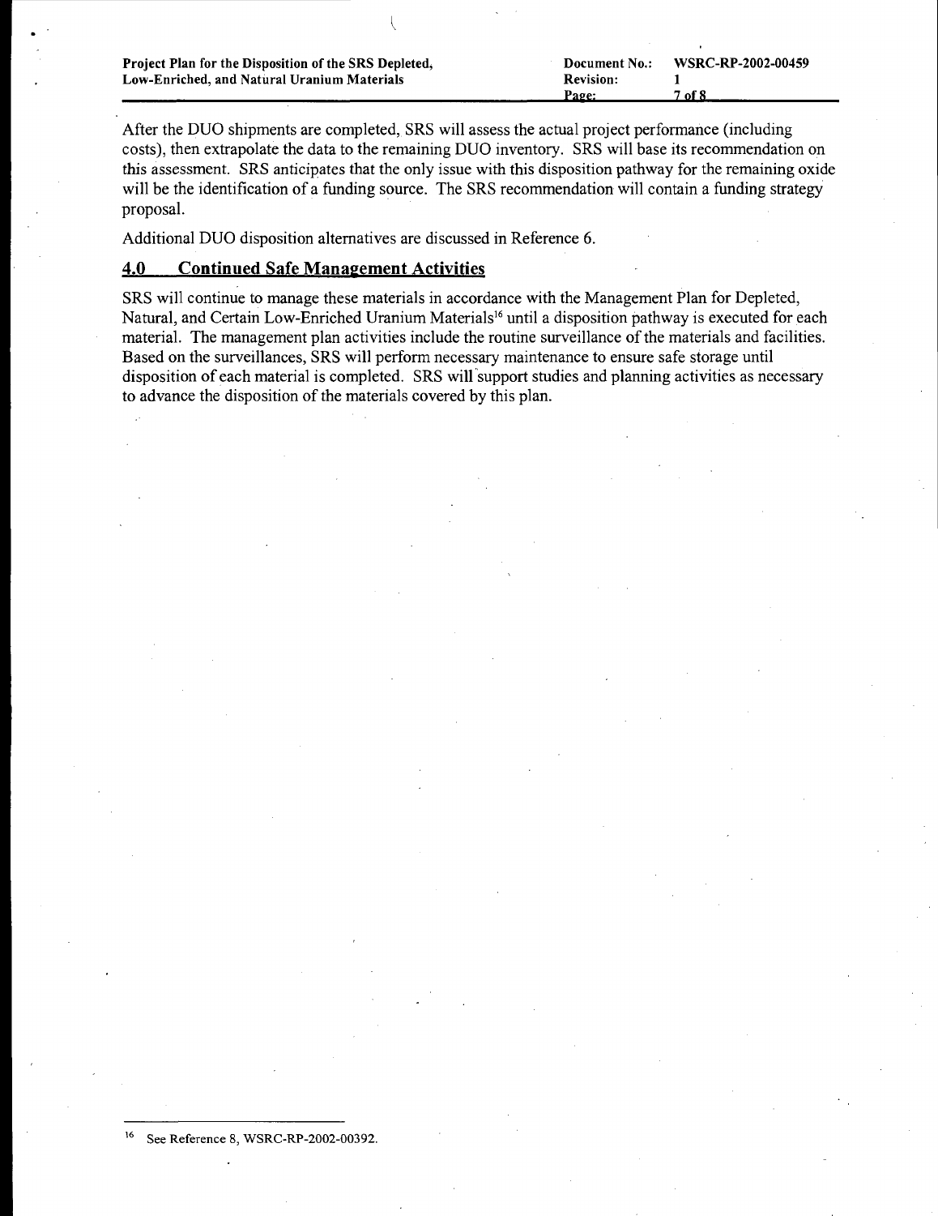After the DUO shipments are completed, SRS will assess the actual project performance (including costs), then extrapolate the data to the remaining DUO inventory. SRS will base its recommendation on this assessment. SRS anticipates that the only issue with this disposition pathway for the remaining oxide will be the identification of a funding source. The SRS recommendation will contain a funding strategy proposal.

Additional DUO disposition alternatives are discussed in Reference 6.

## 4.0 Continued Safe Management Activities

SRS will continue to manage these materials in accordance with the Management Plan for Depleted, Natural, and Certain Low-Enriched Uranium Materials[16] until a disposition pathway is executed for each material. The management plan activities include the routine surveillance of the materials and facilities. Based on the surveillances, SRS will perform necessary maintenance to ensure safe storage until disposition of each material is completed. SRS will support studies and planning activities as necessary to advance the disposition of the materials covered by this plan.

[16] See Reference 8, WSRC-RP-2002-00392.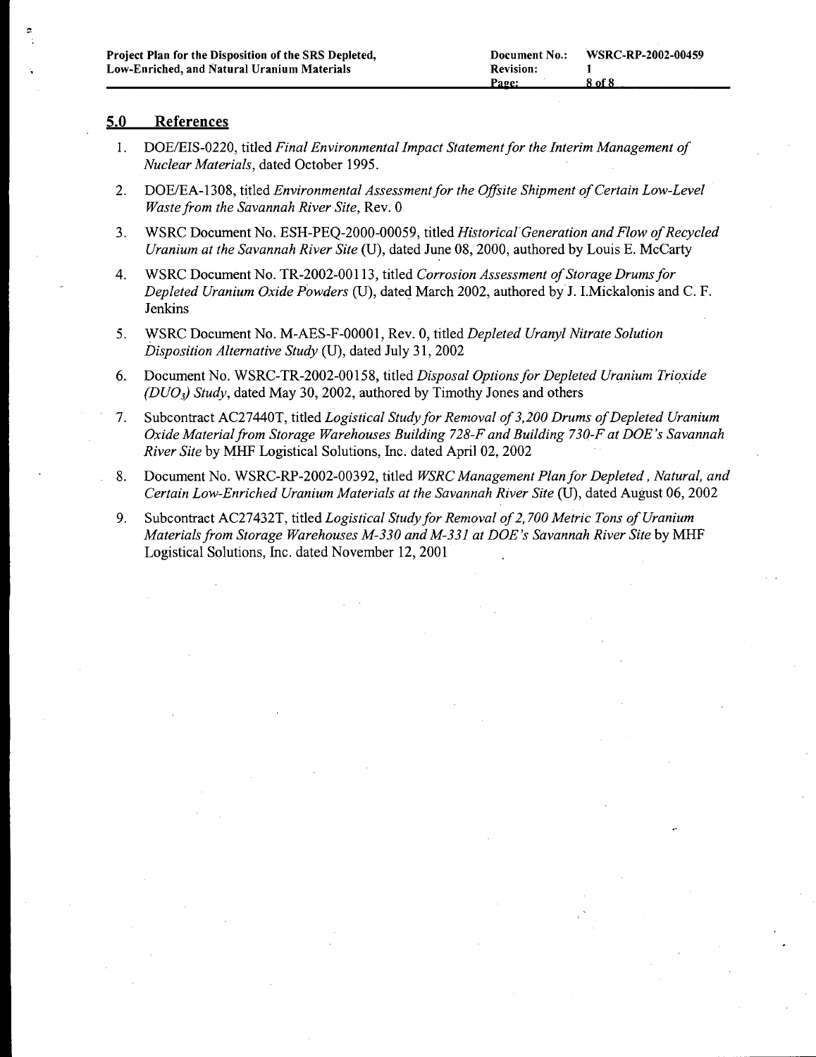## 5.0 References

1. DOE/EIS-0220, titled *Final Environmental Impact Statement for the Interim Management of Nuclear Materials*, dated October 1995.
2. DOE/EA-1308, titled *Environmental Assessment for the Offsite Shipment of Certain Low-Level Waste from the Savannah River Site*, Rev. 0
3. WSRC Document No. ESH-PEQ-2000-00059, titled *Historical Generation and Flow of Recycled Uranium at the Savannah River Site* (U), dated June 08, 2000, authored by Louis E. McCarty
4. WSRC Document No. TR-2002-00113, titled *Corrosion Assessment of Storage Drums for Depleted Uranium Oxide Powders* (U), dated March 2002, authored by J. I.Mickalonis and C. F. Jenkins
5. WSRC Document No. M-AES-F-00001, Rev. 0, titled *Depleted Uranyl Nitrate Solution Disposition Alternative Study* (U), dated July 31, 2002
6. Document No. WSRC-TR-2002-00158, titled *Disposal Options for Depleted Uranium Trioxide ($DUO_3$) Study*, dated May 30, 2002, authored by Timothy Jones and others
7. Subcontract AC27440T, titled *Logistical Study for Removal of 3,200 Drums of Depleted Uranium Oxide Material from Storage Warehouses Building 728-F and Building 730-F at DOE's Savannah River Site* by MHF Logistical Solutions, Inc. dated April 02, 2002
8. Document No. WSRC-RP-2002-00392, titled *WSRC Management Plan for Depleted , Natural, and Certain Low-Enriched Uranium Materials at the Savannah River Site* (U), dated August 06, 2002
9. Subcontract AC27432T, titled *Logistical Study for Removal of 2,700 Metric Tons of Uranium Materials from Storage Warehouses M-330 and M-331 at DOE's Savannah River Site* by MHF Logistical Solutions, Inc. dated November 12, 2001